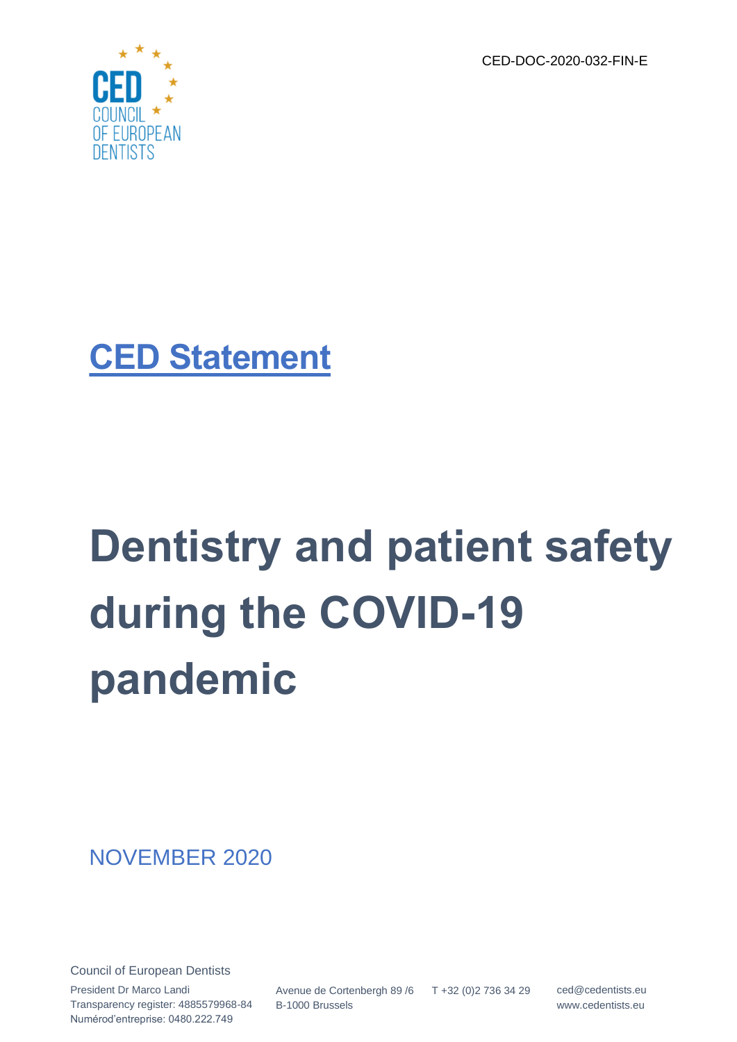CED-DOC-2020-032-FIN-E

CED
COUNCIL
OF EUROPEAN
DENTISTS

## CED Statement

# Dentistry and patient safety during the COVID-19 pandemic

NOVEMBER 2020

Council of European Dentists

President Dr Marco Landi
Transparency register: 4885579968-84
Numérod'entreprise: 0480.222.749

Avenue de Cortenbergh 89 /6
B-1000 Brussels

T +32 (0)2 736 34 29

ced@cedentists.eu
www.cedentists.eu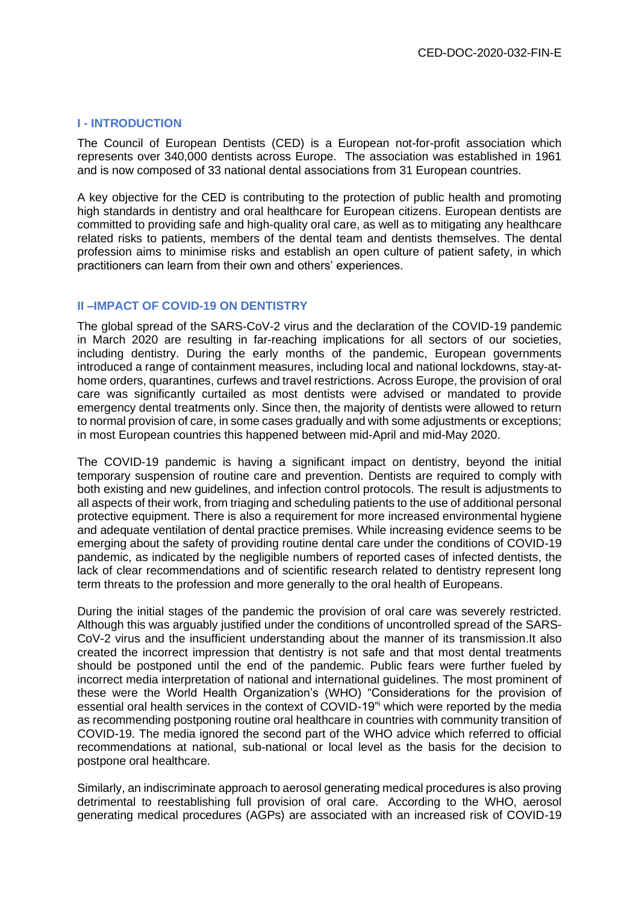## I - INTRODUCTION

The Council of European Dentists (CED) is a European not-for-profit association which represents over 340,000 dentists across Europe. The association was established in 1961 and is now composed of 33 national dental associations from 31 European countries.

A key objective for the CED is contributing to the protection of public health and promoting high standards in dentistry and oral healthcare for European citizens. European dentists are committed to providing safe and high-quality oral care, as well as to mitigating any healthcare related risks to patients, members of the dental team and dentists themselves. The dental profession aims to minimise risks and establish an open culture of patient safety, in which practitioners can learn from their own and others' experiences.

## II –IMPACT OF COVID-19 ON DENTISTRY

The global spread of the SARS-CoV-2 virus and the declaration of the COVID-19 pandemic in March 2020 are resulting in far-reaching implications for all sectors of our societies, including dentistry. During the early months of the pandemic, European governments introduced a range of containment measures, including local and national lockdowns, stay-at-home orders, quarantines, curfews and travel restrictions. Across Europe, the provision of oral care was significantly curtailed as most dentists were advised or mandated to provide emergency dental treatments only. Since then, the majority of dentists were allowed to return to normal provision of care, in some cases gradually and with some adjustments or exceptions; in most European countries this happened between mid-April and mid-May 2020.

The COVID-19 pandemic is having a significant impact on dentistry, beyond the initial temporary suspension of routine care and prevention. Dentists are required to comply with both existing and new guidelines, and infection control protocols. The result is adjustments to all aspects of their work, from triaging and scheduling patients to the use of additional personal protective equipment. There is also a requirement for more increased environmental hygiene and adequate ventilation of dental practice premises. While increasing evidence seems to be emerging about the safety of providing routine dental care under the conditions of COVID-19 pandemic, as indicated by the negligible numbers of reported cases of infected dentists, the lack of clear recommendations and of scientific research related to dentistry represent long term threats to the profession and more generally to the oral health of Europeans.

During the initial stages of the pandemic the provision of oral care was severely restricted. Although this was arguably justified under the conditions of uncontrolled spread of the SARS-CoV-2 virus and the insufficient understanding about the manner of its transmission.It also created the incorrect impression that dentistry is not safe and that most dental treatments should be postponed until the end of the pandemic. Public fears were further fueled by incorrect media interpretation of national and international guidelines. The most prominent of these were the World Health Organization's (WHO) "Considerations for the provision of essential oral health services in the context of COVID-19"[i] which were reported by the media as recommending postponing routine oral healthcare in countries with community transition of COVID-19. The media ignored the second part of the WHO advice which referred to official recommendations at national, sub-national or local level as the basis for the decision to postpone oral healthcare.

Similarly, an indiscriminate approach to aerosol generating medical procedures is also proving detrimental to reestablishing full provision of oral care. According to the WHO, aerosol generating medical procedures (AGPs) are associated with an increased risk of COVID-19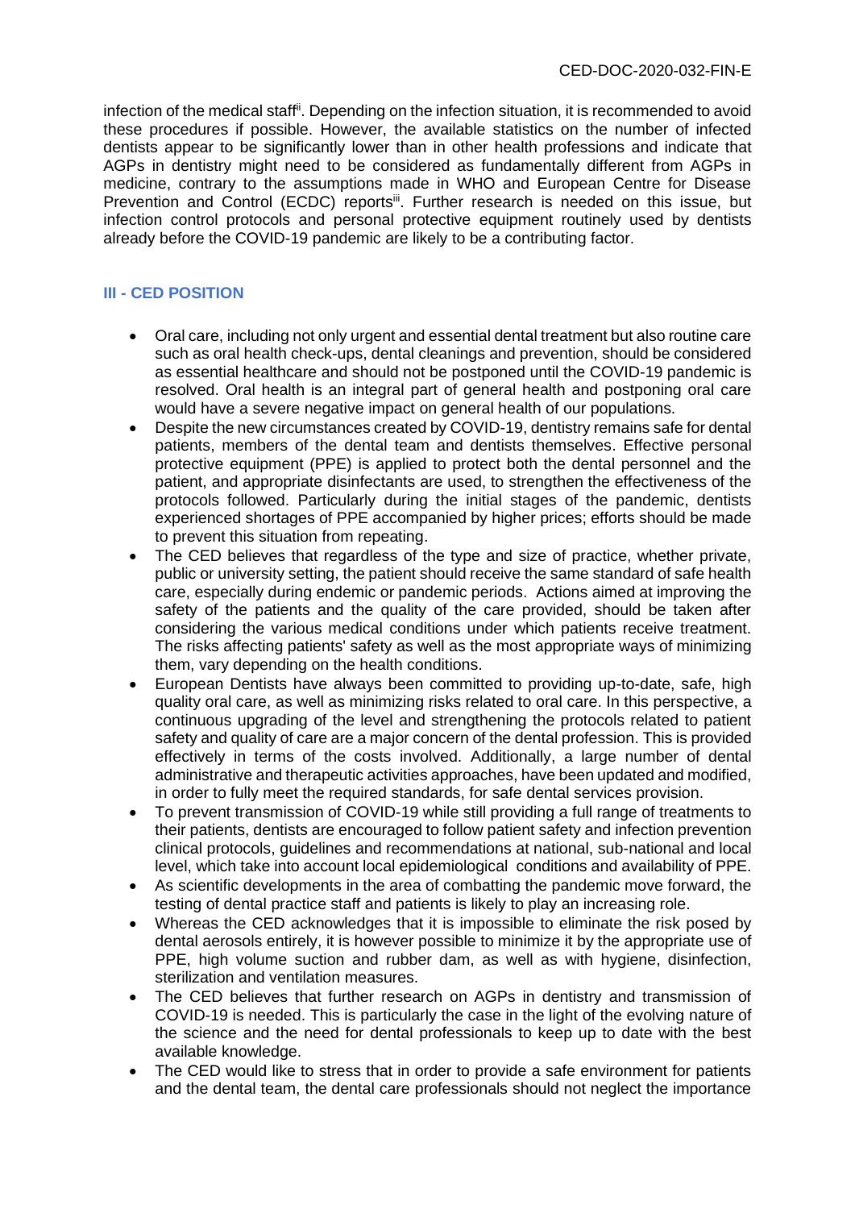infection of the medical staff[ii]. Depending on the infection situation, it is recommended to avoid these procedures if possible. However, the available statistics on the number of infected dentists appear to be significantly lower than in other health professions and indicate that AGPs in dentistry might need to be considered as fundamentally different from AGPs in medicine, contrary to the assumptions made in WHO and European Centre for Disease Prevention and Control (ECDC) reports[iii]. Further research is needed on this issue, but infection control protocols and personal protective equipment routinely used by dentists already before the COVID-19 pandemic are likely to be a contributing factor.

## III - CED POSITION

- Oral care, including not only urgent and essential dental treatment but also routine care such as oral health check-ups, dental cleanings and prevention, should be considered as essential healthcare and should not be postponed until the COVID-19 pandemic is resolved. Oral health is an integral part of general health and postponing oral care would have a severe negative impact on general health of our populations.
- Despite the new circumstances created by COVID-19, dentistry remains safe for dental patients, members of the dental team and dentists themselves. Effective personal protective equipment (PPE) is applied to protect both the dental personnel and the patient, and appropriate disinfectants are used, to strengthen the effectiveness of the protocols followed. Particularly during the initial stages of the pandemic, dentists experienced shortages of PPE accompanied by higher prices; efforts should be made to prevent this situation from repeating.
- The CED believes that regardless of the type and size of practice, whether private, public or university setting, the patient should receive the same standard of safe health care, especially during endemic or pandemic periods. Actions aimed at improving the safety of the patients and the quality of the care provided, should be taken after considering the various medical conditions under which patients receive treatment. The risks affecting patients' safety as well as the most appropriate ways of minimizing them, vary depending on the health conditions.
- European Dentists have always been committed to providing up-to-date, safe, high quality oral care, as well as minimizing risks related to oral care. In this perspective, a continuous upgrading of the level and strengthening the protocols related to patient safety and quality of care are a major concern of the dental profession. This is provided effectively in terms of the costs involved. Additionally, a large number of dental administrative and therapeutic activities approaches, have been updated and modified, in order to fully meet the required standards, for safe dental services provision.
- To prevent transmission of COVID-19 while still providing a full range of treatments to their patients, dentists are encouraged to follow patient safety and infection prevention clinical protocols, guidelines and recommendations at national, sub-national and local level, which take into account local epidemiological conditions and availability of PPE.
- As scientific developments in the area of combatting the pandemic move forward, the testing of dental practice staff and patients is likely to play an increasing role.
- Whereas the CED acknowledges that it is impossible to eliminate the risk posed by dental aerosols entirely, it is however possible to minimize it by the appropriate use of PPE, high volume suction and rubber dam, as well as with hygiene, disinfection, sterilization and ventilation measures.
- The CED believes that further research on AGPs in dentistry and transmission of COVID-19 is needed. This is particularly the case in the light of the evolving nature of the science and the need for dental professionals to keep up to date with the best available knowledge.
- The CED would like to stress that in order to provide a safe environment for patients and the dental team, the dental care professionals should not neglect the importance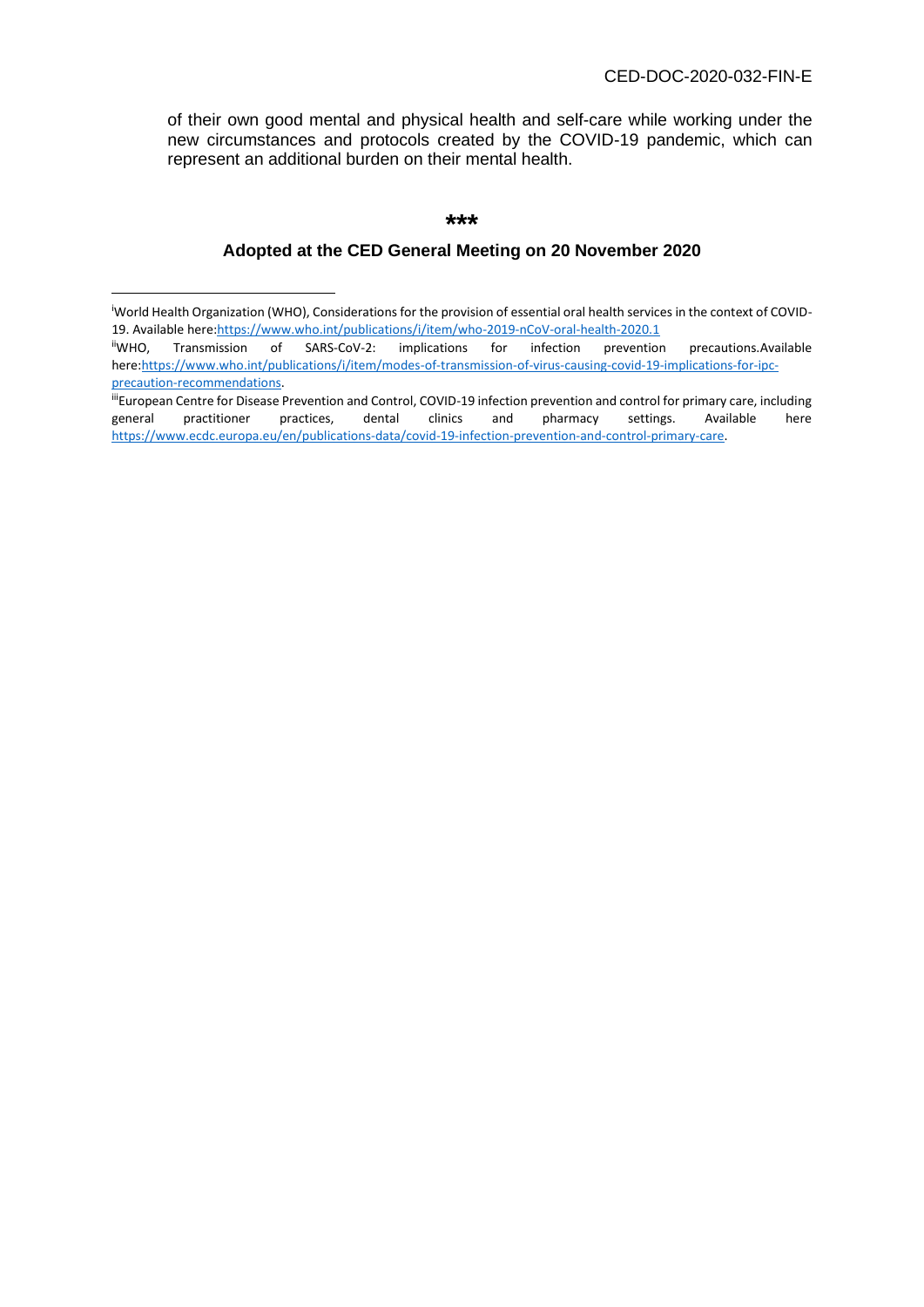of their own good mental and physical health and self-care while working under the new circumstances and protocols created by the COVID-19 pandemic, which can represent an additional burden on their mental health.

***

**Adopted at the CED General Meeting on 20 November 2020**

---

[i]World Health Organization (WHO), Considerations for the provision of essential oral health services in the context of COVID-19. Available here:https://www.who.int/publications/i/item/who-2019-nCoV-oral-health-2020.1

[ii]WHO, Transmission of SARS-CoV-2: implications for infection prevention precautions.Available here:https://www.who.int/publications/i/item/modes-of-transmission-of-virus-causing-covid-19-implications-for-ipc-precaution-recommendations.

[iii]European Centre for Disease Prevention and Control, COVID-19 infection prevention and control for primary care, including general practitioner practices, dental clinics and pharmacy settings. Available here https://www.ecdc.europa.eu/en/publications-data/covid-19-infection-prevention-and-control-primary-care.